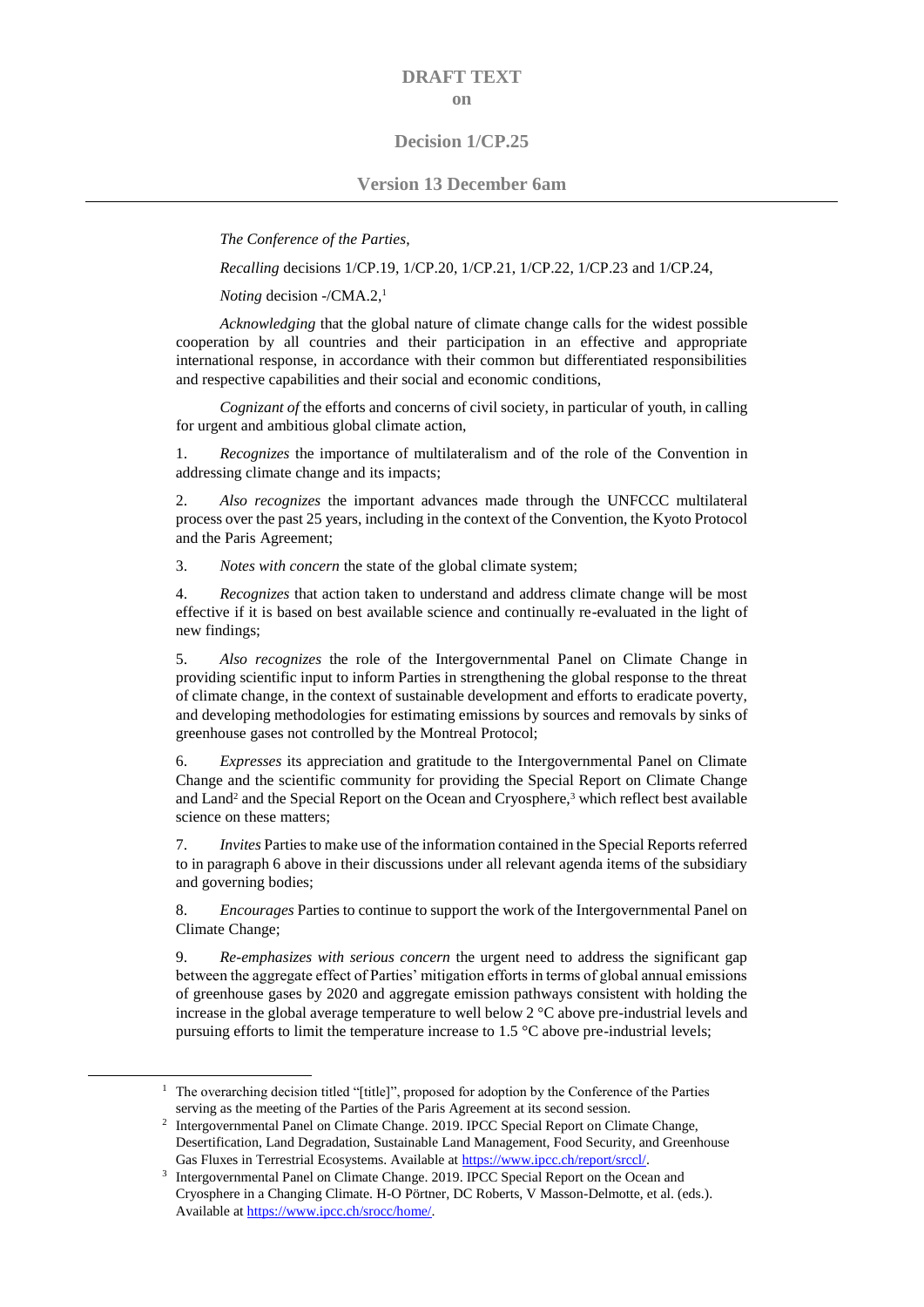# DRAFT TEXT

## on

## Decision 1/CP.25

### Version 13 December 6am

---

*The Conference of the Parties*,

*Recalling* decisions 1/CP.19, 1/CP.20, 1/CP.21, 1/CP.22, 1/CP.23 and 1/CP.24,

*Noting* decision -/CMA.2,[1]

*Acknowledging* that the global nature of climate change calls for the widest possible cooperation by all countries and their participation in an effective and appropriate international response, in accordance with their common but differentiated responsibilities and respective capabilities and their social and economic conditions,

*Cognizant of* the efforts and concerns of civil society, in particular of youth, in calling for urgent and ambitious global climate action,

1. *Recognizes* the importance of multilateralism and of the role of the Convention in addressing climate change and its impacts;

2. *Also recognizes* the important advances made through the UNFCCC multilateral process over the past 25 years, including in the context of the Convention, the Kyoto Protocol and the Paris Agreement;

3. *Notes with concern* the state of the global climate system;

4. *Recognizes* that action taken to understand and address climate change will be most effective if it is based on best available science and continually re-evaluated in the light of new findings;

5. *Also recognizes* the role of the Intergovernmental Panel on Climate Change in providing scientific input to inform Parties in strengthening the global response to the threat of climate change, in the context of sustainable development and efforts to eradicate poverty, and developing methodologies for estimating emissions by sources and removals by sinks of greenhouse gases not controlled by the Montreal Protocol;

6. *Expresses* its appreciation and gratitude to the Intergovernmental Panel on Climate Change and the scientific community for providing the Special Report on Climate Change and Land[2] and the Special Report on the Ocean and Cryosphere,[3] which reflect best available science on these matters;

7. *Invites* Parties to make use of the information contained in the Special Reports referred to in paragraph 6 above in their discussions under all relevant agenda items of the subsidiary and governing bodies;

8. *Encourages* Parties to continue to support the work of the Intergovernmental Panel on Climate Change;

9. *Re-emphasizes with serious concern* the urgent need to address the significant gap between the aggregate effect of Parties' mitigation efforts in terms of global annual emissions of greenhouse gases by 2020 and aggregate emission pathways consistent with holding the increase in the global average temperature to well below 2 °C above pre-industrial levels and pursuing efforts to limit the temperature increase to 1.5 °C above pre-industrial levels;

---

[1] The overarching decision titled "[title]", proposed for adoption by the Conference of the Parties serving as the meeting of the Parties of the Paris Agreement at its second session.

[2] Intergovernmental Panel on Climate Change. 2019. IPCC Special Report on Climate Change, Desertification, Land Degradation, Sustainable Land Management, Food Security, and Greenhouse Gas Fluxes in Terrestrial Ecosystems. Available at https://www.ipcc.ch/report/srccl/.

[3] Intergovernmental Panel on Climate Change. 2019. IPCC Special Report on the Ocean and Cryosphere in a Changing Climate. H-O Pörtner, DC Roberts, V Masson-Delmotte, et al. (eds.). Available at https://www.ipcc.ch/srocc/home/.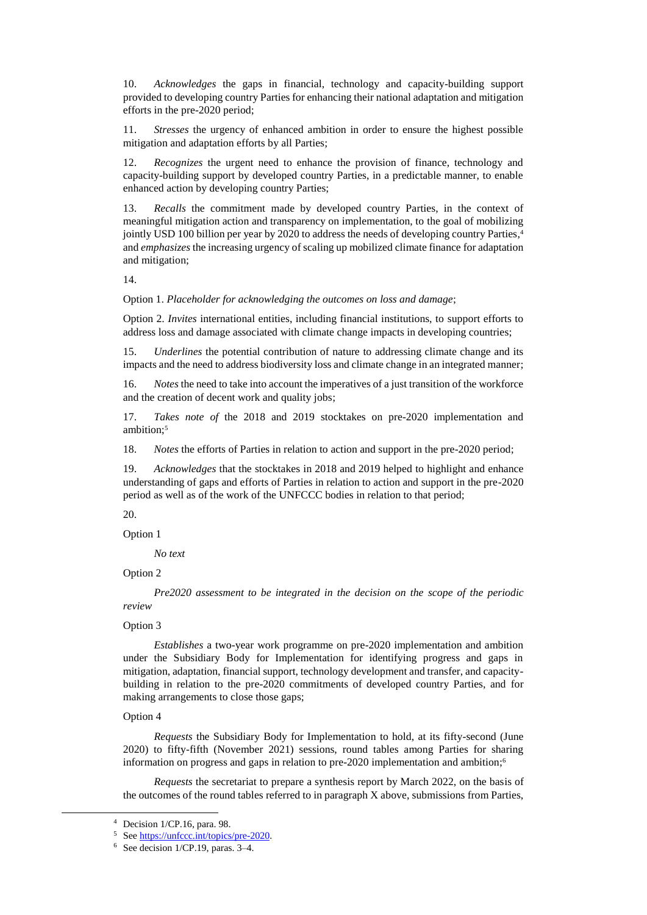10. *Acknowledges* the gaps in financial, technology and capacity-building support provided to developing country Parties for enhancing their national adaptation and mitigation efforts in the pre-2020 period;

11. *Stresses* the urgency of enhanced ambition in order to ensure the highest possible mitigation and adaptation efforts by all Parties;

12. *Recognizes* the urgent need to enhance the provision of finance, technology and capacity-building support by developed country Parties, in a predictable manner, to enable enhanced action by developing country Parties;

13. *Recalls* the commitment made by developed country Parties, in the context of meaningful mitigation action and transparency on implementation, to the goal of mobilizing jointly USD 100 billion per year by 2020 to address the needs of developing country Parties,[4] and *emphasizes* the increasing urgency of scaling up mobilized climate finance for adaptation and mitigation;

14.

Option 1. *Placeholder for acknowledging the outcomes on loss and damage*;

Option 2. *Invites* international entities, including financial institutions, to support efforts to address loss and damage associated with climate change impacts in developing countries;

15. *Underlines* the potential contribution of nature to addressing climate change and its impacts and the need to address biodiversity loss and climate change in an integrated manner;

16. *Notes* the need to take into account the imperatives of a just transition of the workforce and the creation of decent work and quality jobs;

17. *Takes note of* the 2018 and 2019 stocktakes on pre-2020 implementation and ambition;[5]

18. *Notes* the efforts of Parties in relation to action and support in the pre-2020 period;

19. *Acknowledges* that the stocktakes in 2018 and 2019 helped to highlight and enhance understanding of gaps and efforts of Parties in relation to action and support in the pre-2020 period as well as of the work of the UNFCCC bodies in relation to that period;

20.

Option 1

*No text*

Option 2

*Pre2020 assessment to be integrated in the decision on the scope of the periodic review*

Option 3

*Establishes* a two-year work programme on pre-2020 implementation and ambition under the Subsidiary Body for Implementation for identifying progress and gaps in mitigation, adaptation, financial support, technology development and transfer, and capacity-building in relation to the pre-2020 commitments of developed country Parties, and for making arrangements to close those gaps;

Option 4

*Requests* the Subsidiary Body for Implementation to hold, at its fifty-second (June 2020) to fifty-fifth (November 2021) sessions, round tables among Parties for sharing information on progress and gaps in relation to pre-2020 implementation and ambition;[6]

*Requests* the secretariat to prepare a synthesis report by March 2022, on the basis of the outcomes of the round tables referred to in paragraph X above, submissions from Parties,

---

[4] Decision 1/CP.16, para. 98.

[5] See https://unfccc.int/topics/pre-2020.

[6] See decision 1/CP.19, paras. 3–4.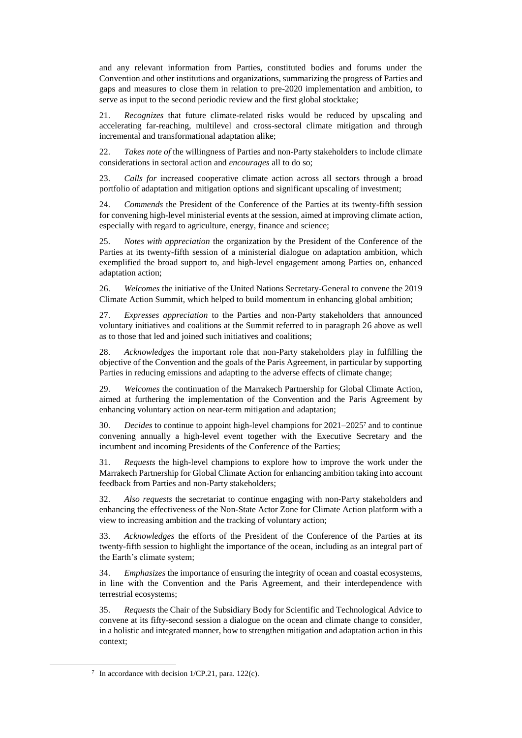and any relevant information from Parties, constituted bodies and forums under the Convention and other institutions and organizations, summarizing the progress of Parties and gaps and measures to close them in relation to pre-2020 implementation and ambition, to serve as input to the second periodic review and the first global stocktake;

21. *Recognizes* that future climate-related risks would be reduced by upscaling and accelerating far-reaching, multilevel and cross-sectoral climate mitigation and through incremental and transformational adaptation alike;

22. *Takes note of* the willingness of Parties and non-Party stakeholders to include climate considerations in sectoral action and *encourages* all to do so;

23. *Calls for* increased cooperative climate action across all sectors through a broad portfolio of adaptation and mitigation options and significant upscaling of investment;

24. *Commends* the President of the Conference of the Parties at its twenty-fifth session for convening high-level ministerial events at the session, aimed at improving climate action, especially with regard to agriculture, energy, finance and science;

25. *Notes with appreciation* the organization by the President of the Conference of the Parties at its twenty-fifth session of a ministerial dialogue on adaptation ambition, which exemplified the broad support to, and high-level engagement among Parties on, enhanced adaptation action;

26. *Welcomes* the initiative of the United Nations Secretary-General to convene the 2019 Climate Action Summit, which helped to build momentum in enhancing global ambition;

27. *Expresses appreciation* to the Parties and non-Party stakeholders that announced voluntary initiatives and coalitions at the Summit referred to in paragraph 26 above as well as to those that led and joined such initiatives and coalitions;

28. *Acknowledges* the important role that non-Party stakeholders play in fulfilling the objective of the Convention and the goals of the Paris Agreement, in particular by supporting Parties in reducing emissions and adapting to the adverse effects of climate change;

29. *Welcomes* the continuation of the Marrakech Partnership for Global Climate Action, aimed at furthering the implementation of the Convention and the Paris Agreement by enhancing voluntary action on near-term mitigation and adaptation;

30. *Decides* to continue to appoint high-level champions for 2021–2025[7] and to continue convening annually a high-level event together with the Executive Secretary and the incumbent and incoming Presidents of the Conference of the Parties;

31. *Requests* the high-level champions to explore how to improve the work under the Marrakech Partnership for Global Climate Action for enhancing ambition taking into account feedback from Parties and non-Party stakeholders;

32. *Also requests* the secretariat to continue engaging with non-Party stakeholders and enhancing the effectiveness of the Non-State Actor Zone for Climate Action platform with a view to increasing ambition and the tracking of voluntary action;

33. *Acknowledges* the efforts of the President of the Conference of the Parties at its twenty-fifth session to highlight the importance of the ocean, including as an integral part of the Earth's climate system;

34. *Emphasizes* the importance of ensuring the integrity of ocean and coastal ecosystems, in line with the Convention and the Paris Agreement, and their interdependence with terrestrial ecosystems;

35. *Requests* the Chair of the Subsidiary Body for Scientific and Technological Advice to convene at its fifty-second session a dialogue on the ocean and climate change to consider, in a holistic and integrated manner, how to strengthen mitigation and adaptation action in this context;

[7] In accordance with decision 1/CP.21, para. 122(c).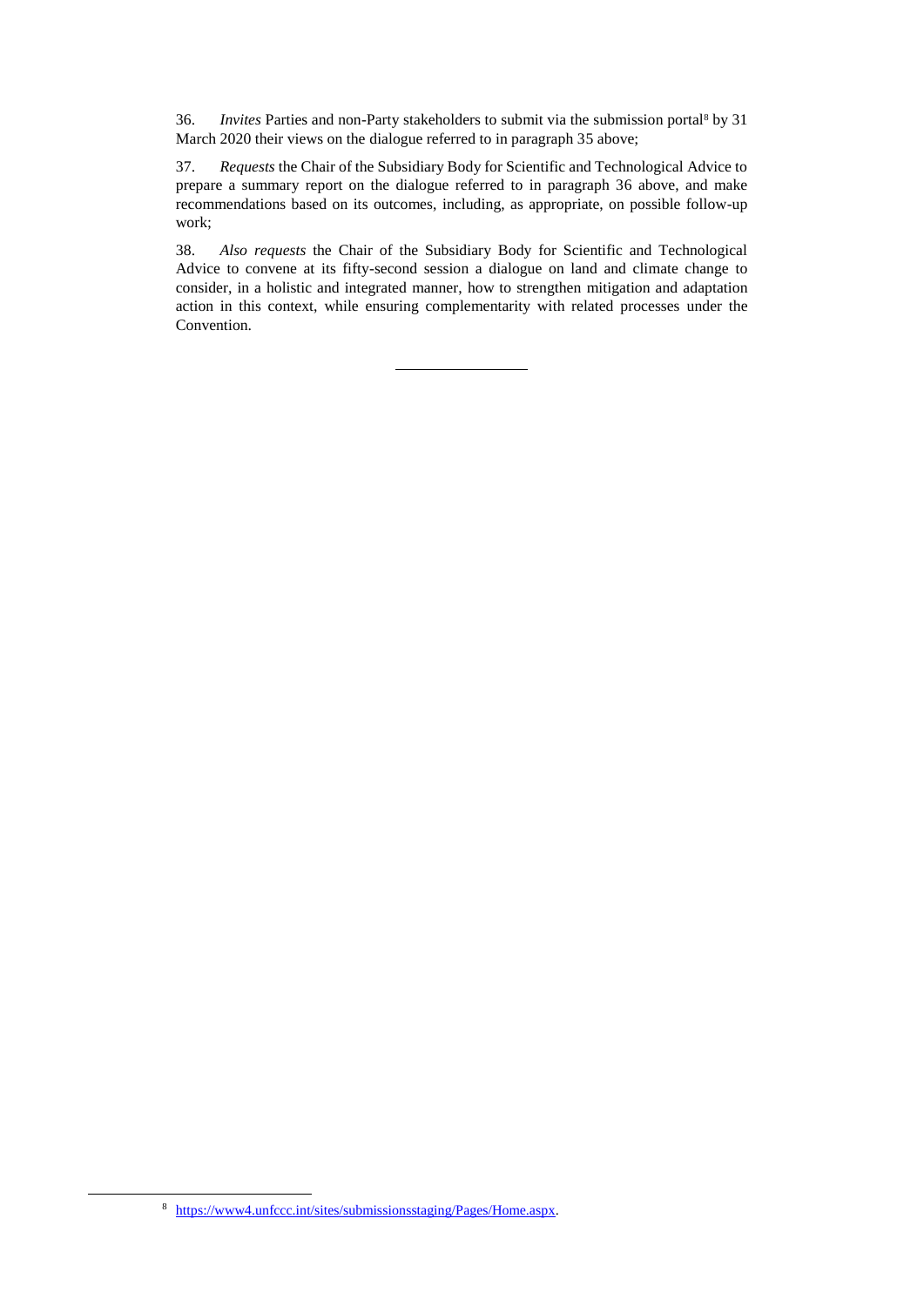36. *Invites* Parties and non-Party stakeholders to submit via the submission portal[8] by 31 March 2020 their views on the dialogue referred to in paragraph 35 above;

37. *Requests* the Chair of the Subsidiary Body for Scientific and Technological Advice to prepare a summary report on the dialogue referred to in paragraph 36 above, and make recommendations based on its outcomes, including, as appropriate, on possible follow-up work;

38. *Also requests* the Chair of the Subsidiary Body for Scientific and Technological Advice to convene at its fifty-second session a dialogue on land and climate change to consider, in a holistic and integrated manner, how to strengthen mitigation and adaptation action in this context, while ensuring complementarity with related processes under the Convention.

---

[8] https://www4.unfccc.int/sites/submissionsstaging/Pages/Home.aspx.